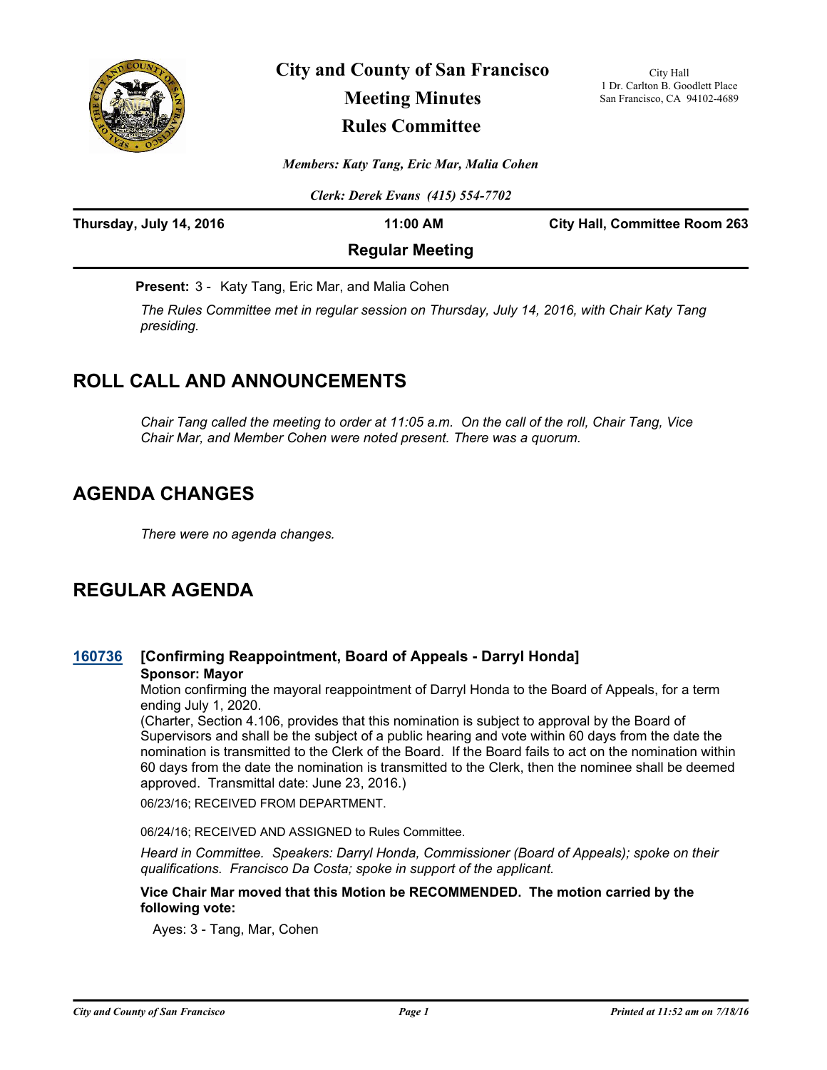# City and County of San Francisco
# Meeting Minutes
# Rules Committee

City Hall
1 Dr. Carlton B. Goodlett Place
San Francisco, CA 94102-4689

*Members: Katy Tang, Eric Mar, Malia Cohen*

*Clerk: Derek Evans (415) 554-7702*

**Thursday, July 14, 2016** **11:00 AM** **City Hall, Committee Room 263**

**Regular Meeting**

**Present:** 3 - Katy Tang, Eric Mar, and Malia Cohen

*The Rules Committee met in regular session on Thursday, July 14, 2016, with Chair Katy Tang presiding.*

## ROLL CALL AND ANNOUNCEMENTS

*Chair Tang called the meeting to order at 11:05 a.m. On the call of the roll, Chair Tang, Vice Chair Mar, and Member Cohen were noted present. There was a quorum.*

## AGENDA CHANGES

*There were no agenda changes.*

## REGULAR AGENDA

### 160736 [Confirming Reappointment, Board of Appeals - Darryl Honda]

**Sponsor: Mayor**

Motion confirming the mayoral reappointment of Darryl Honda to the Board of Appeals, for a term ending July 1, 2020.

(Charter, Section 4.106, provides that this nomination is subject to approval by the Board of Supervisors and shall be the subject of a public hearing and vote within 60 days from the date the nomination is transmitted to the Clerk of the Board. If the Board fails to act on the nomination within 60 days from the date the nomination is transmitted to the Clerk, then the nominee shall be deemed approved. Transmittal date: June 23, 2016.)

06/23/16; RECEIVED FROM DEPARTMENT.

06/24/16; RECEIVED AND ASSIGNED to Rules Committee.

*Heard in Committee. Speakers: Darryl Honda, Commissioner (Board of Appeals); spoke on their qualifications. Francisco Da Costa; spoke in support of the applicant.*

**Vice Chair Mar moved that this Motion be RECOMMENDED. The motion carried by the following vote:**

Ayes: 3 - Tang, Mar, Cohen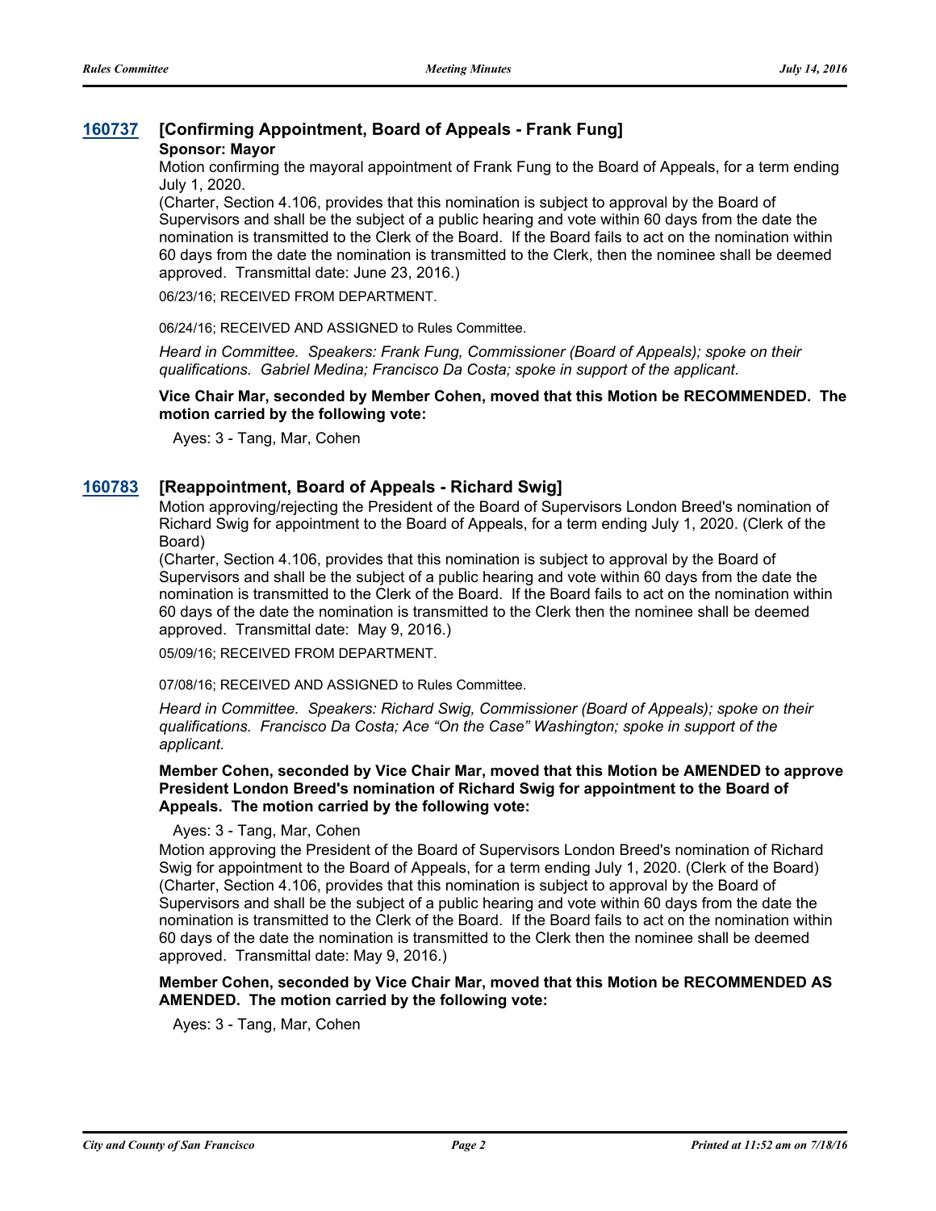## 160737 [Confirming Appointment, Board of Appeals - Frank Fung]

**Sponsor: Mayor**

Motion confirming the mayoral appointment of Frank Fung to the Board of Appeals, for a term ending July 1, 2020.

(Charter, Section 4.106, provides that this nomination is subject to approval by the Board of Supervisors and shall be the subject of a public hearing and vote within 60 days from the date the nomination is transmitted to the Clerk of the Board. If the Board fails to act on the nomination within 60 days from the date the nomination is transmitted to the Clerk, then the nominee shall be deemed approved. Transmittal date: June 23, 2016.)

06/23/16; RECEIVED FROM DEPARTMENT.

06/24/16; RECEIVED AND ASSIGNED to Rules Committee.

*Heard in Committee. Speakers: Frank Fung, Commissioner (Board of Appeals); spoke on their qualifications. Gabriel Medina; Francisco Da Costa; spoke in support of the applicant.*

**Vice Chair Mar, seconded by Member Cohen, moved that this Motion be RECOMMENDED. The motion carried by the following vote:**

Ayes: 3 - Tang, Mar, Cohen

## 160783 [Reappointment, Board of Appeals - Richard Swig]

Motion approving/rejecting the President of the Board of Supervisors London Breed's nomination of Richard Swig for appointment to the Board of Appeals, for a term ending July 1, 2020. (Clerk of the Board)

(Charter, Section 4.106, provides that this nomination is subject to approval by the Board of Supervisors and shall be the subject of a public hearing and vote within 60 days from the date the nomination is transmitted to the Clerk of the Board. If the Board fails to act on the nomination within 60 days of the date the nomination is transmitted to the Clerk then the nominee shall be deemed approved. Transmittal date: May 9, 2016.)

05/09/16; RECEIVED FROM DEPARTMENT.

07/08/16; RECEIVED AND ASSIGNED to Rules Committee.

*Heard in Committee. Speakers: Richard Swig, Commissioner (Board of Appeals); spoke on their qualifications. Francisco Da Costa; Ace "On the Case" Washington; spoke in support of the applicant.*

**Member Cohen, seconded by Vice Chair Mar, moved that this Motion be AMENDED to approve President London Breed's nomination of Richard Swig for appointment to the Board of Appeals. The motion carried by the following vote:**

Ayes: 3 - Tang, Mar, Cohen

Motion approving the President of the Board of Supervisors London Breed's nomination of Richard Swig for appointment to the Board of Appeals, for a term ending July 1, 2020. (Clerk of the Board) (Charter, Section 4.106, provides that this nomination is subject to approval by the Board of Supervisors and shall be the subject of a public hearing and vote within 60 days from the date the nomination is transmitted to the Clerk of the Board. If the Board fails to act on the nomination within 60 days of the date the nomination is transmitted to the Clerk then the nominee shall be deemed approved. Transmittal date: May 9, 2016.)

**Member Cohen, seconded by Vice Chair Mar, moved that this Motion be RECOMMENDED AS AMENDED. The motion carried by the following vote:**

Ayes: 3 - Tang, Mar, Cohen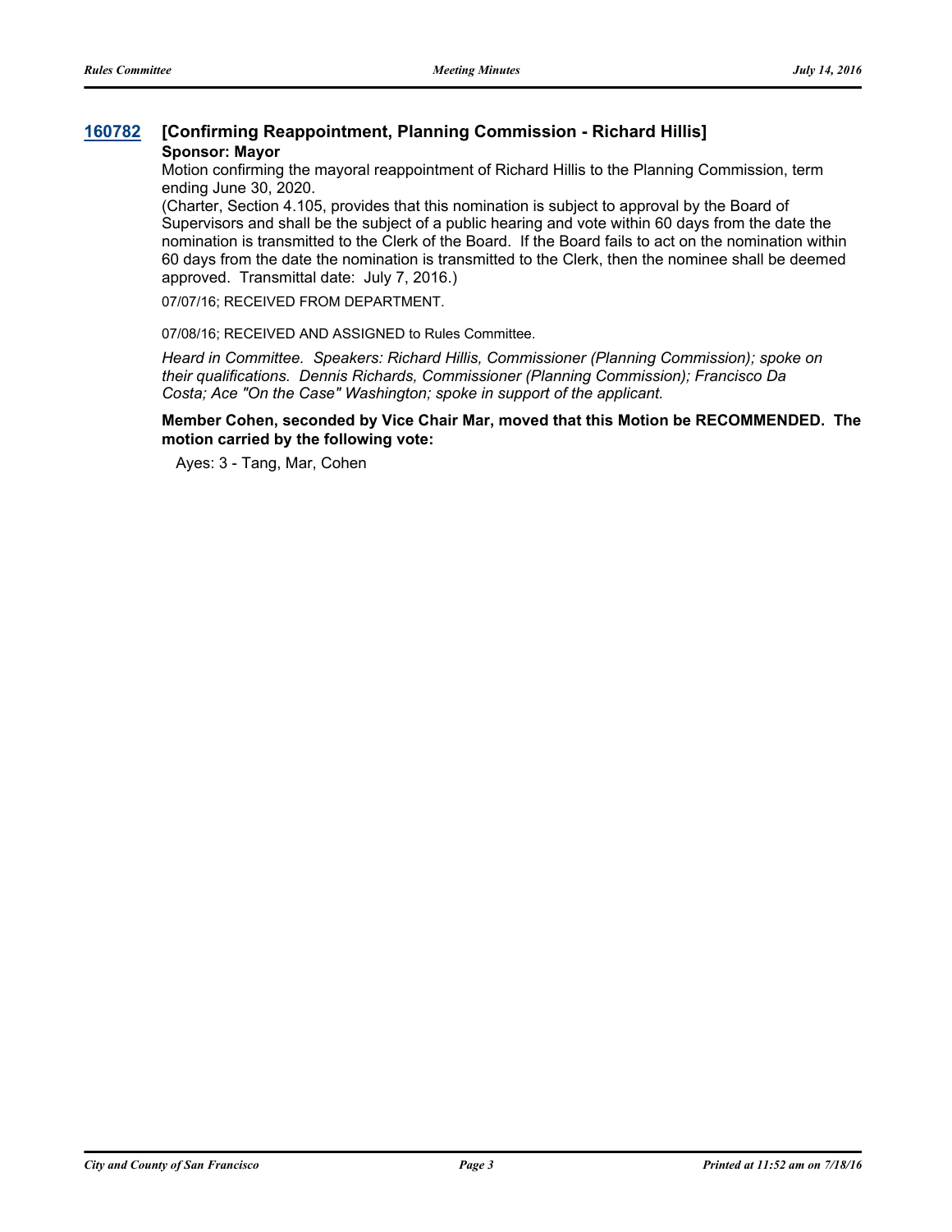### [160782](#) [Confirming Reappointment, Planning Commission - Richard Hillis]

**Sponsor: Mayor**

Motion confirming the mayoral reappointment of Richard Hillis to the Planning Commission, term ending June 30, 2020.

(Charter, Section 4.105, provides that this nomination is subject to approval by the Board of Supervisors and shall be the subject of a public hearing and vote within 60 days from the date the nomination is transmitted to the Clerk of the Board. If the Board fails to act on the nomination within 60 days from the date the nomination is transmitted to the Clerk, then the nominee shall be deemed approved. Transmittal date: July 7, 2016.)

07/07/16; RECEIVED FROM DEPARTMENT.

07/08/16; RECEIVED AND ASSIGNED to Rules Committee.

*Heard in Committee. Speakers: Richard Hillis, Commissioner (Planning Commission); spoke on their qualifications. Dennis Richards, Commissioner (Planning Commission); Francisco Da Costa; Ace "On the Case" Washington; spoke in support of the applicant.*

**Member Cohen, seconded by Vice Chair Mar, moved that this Motion be RECOMMENDED. The motion carried by the following vote:**

Ayes: 3 - Tang, Mar, Cohen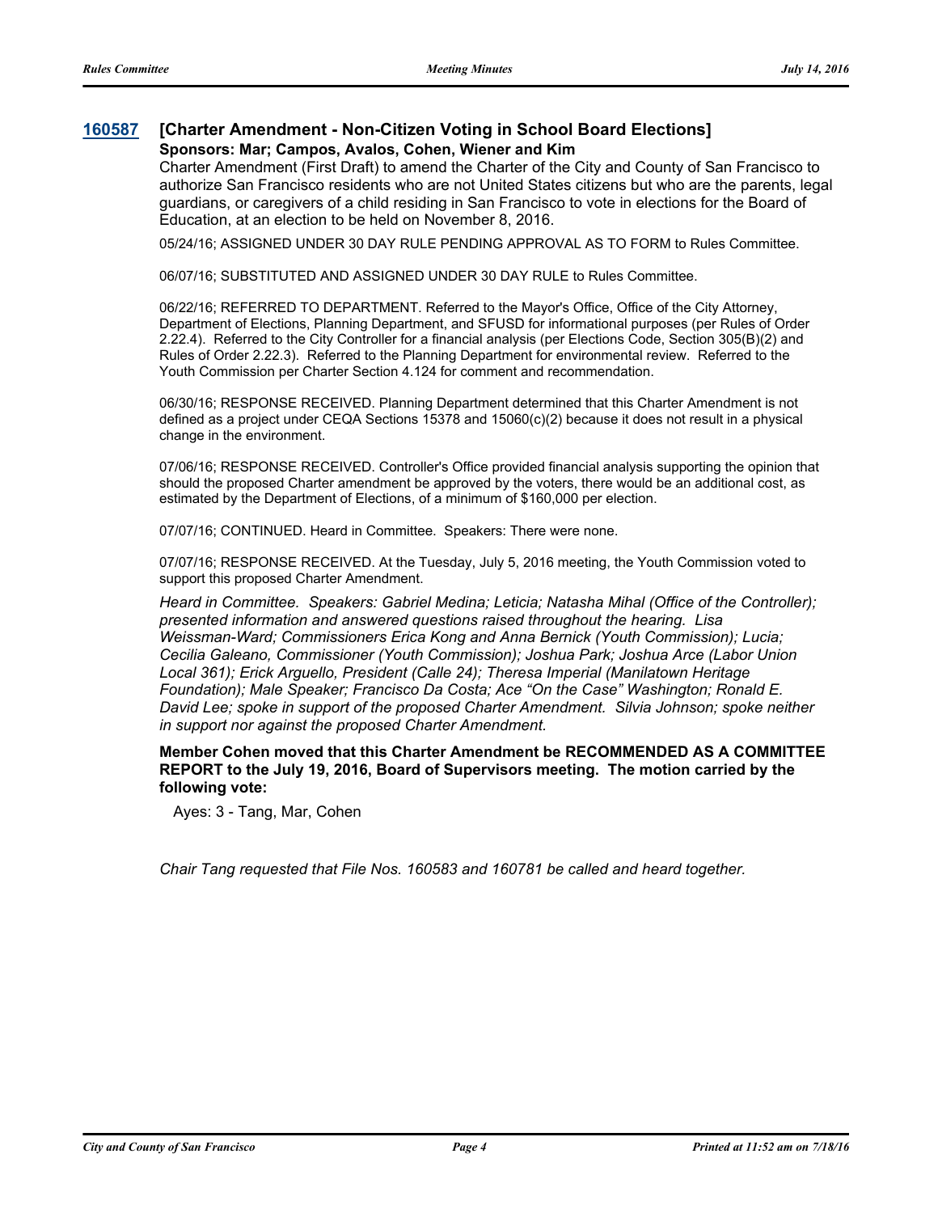## 160587 [Charter Amendment - Non-Citizen Voting in School Board Elections]

**Sponsors: Mar; Campos, Avalos, Cohen, Wiener and Kim**

Charter Amendment (First Draft) to amend the Charter of the City and County of San Francisco to authorize San Francisco residents who are not United States citizens but who are the parents, legal guardians, or caregivers of a child residing in San Francisco to vote in elections for the Board of Education, at an election to be held on November 8, 2016.

05/24/16; ASSIGNED UNDER 30 DAY RULE PENDING APPROVAL AS TO FORM to Rules Committee.

06/07/16; SUBSTITUTED AND ASSIGNED UNDER 30 DAY RULE to Rules Committee.

06/22/16; REFERRED TO DEPARTMENT. Referred to the Mayor's Office, Office of the City Attorney, Department of Elections, Planning Department, and SFUSD for informational purposes (per Rules of Order 2.22.4). Referred to the City Controller for a financial analysis (per Elections Code, Section 305(B)(2) and Rules of Order 2.22.3). Referred to the Planning Department for environmental review. Referred to the Youth Commission per Charter Section 4.124 for comment and recommendation.

06/30/16; RESPONSE RECEIVED. Planning Department determined that this Charter Amendment is not defined as a project under CEQA Sections 15378 and 15060(c)(2) because it does not result in a physical change in the environment.

07/06/16; RESPONSE RECEIVED. Controller's Office provided financial analysis supporting the opinion that should the proposed Charter amendment be approved by the voters, there would be an additional cost, as estimated by the Department of Elections, of a minimum of $160,000 per election.

07/07/16; CONTINUED. Heard in Committee. Speakers: There were none.

07/07/16; RESPONSE RECEIVED. At the Tuesday, July 5, 2016 meeting, the Youth Commission voted to support this proposed Charter Amendment.

*Heard in Committee. Speakers: Gabriel Medina; Leticia; Natasha Mihal (Office of the Controller); presented information and answered questions raised throughout the hearing. Lisa Weissman-Ward; Commissioners Erica Kong and Anna Bernick (Youth Commission); Lucia; Cecilia Galeano, Commissioner (Youth Commission); Joshua Park; Joshua Arce (Labor Union Local 361); Erick Arguello, President (Calle 24); Theresa Imperial (Manilatown Heritage Foundation); Male Speaker; Francisco Da Costa; Ace "On the Case" Washington; Ronald E. David Lee; spoke in support of the proposed Charter Amendment. Silvia Johnson; spoke neither in support nor against the proposed Charter Amendment.*

**Member Cohen moved that this Charter Amendment be RECOMMENDED AS A COMMITTEE REPORT to the July 19, 2016, Board of Supervisors meeting. The motion carried by the following vote:**

Ayes: 3 - Tang, Mar, Cohen

*Chair Tang requested that File Nos. 160583 and 160781 be called and heard together.*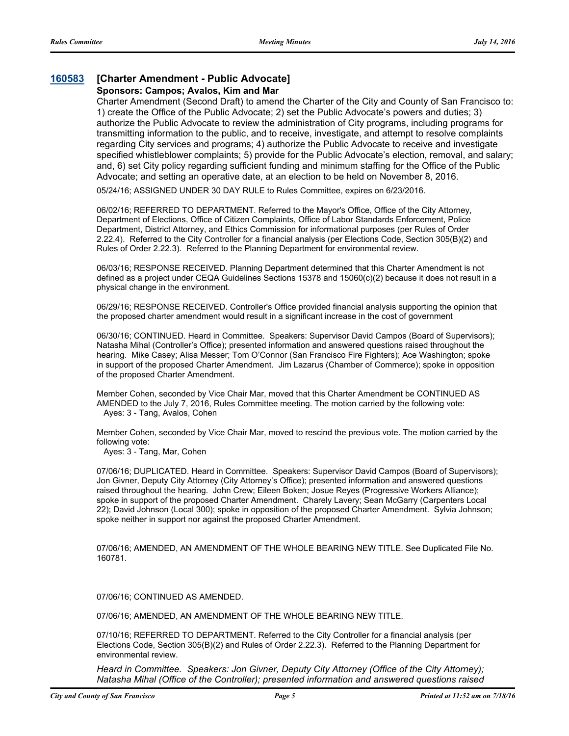### [160583](160583) [Charter Amendment - Public Advocate]

**Sponsors: Campos; Avalos, Kim and Mar**

Charter Amendment (Second Draft) to amend the Charter of the City and County of San Francisco to: 1) create the Office of the Public Advocate; 2) set the Public Advocate's powers and duties; 3) authorize the Public Advocate to review the administration of City programs, including programs for transmitting information to the public, and to receive, investigate, and attempt to resolve complaints regarding City services and programs; 4) authorize the Public Advocate to receive and investigate specified whistleblower complaints; 5) provide for the Public Advocate's election, removal, and salary; and, 6) set City policy regarding sufficient funding and minimum staffing for the Office of the Public Advocate; and setting an operative date, at an election to be held on November 8, 2016.

05/24/16; ASSIGNED UNDER 30 DAY RULE to Rules Committee, expires on 6/23/2016.

06/02/16; REFERRED TO DEPARTMENT. Referred to the Mayor's Office, Office of the City Attorney, Department of Elections, Office of Citizen Complaints, Office of Labor Standards Enforcement, Police Department, District Attorney, and Ethics Commission for informational purposes (per Rules of Order 2.22.4). Referred to the City Controller for a financial analysis (per Elections Code, Section 305(B)(2) and Rules of Order 2.22.3). Referred to the Planning Department for environmental review.

06/03/16; RESPONSE RECEIVED. Planning Department determined that this Charter Amendment is not defined as a project under CEQA Guidelines Sections 15378 and 15060(c)(2) because it does not result in a physical change in the environment.

06/29/16; RESPONSE RECEIVED. Controller's Office provided financial analysis supporting the opinion that the proposed charter amendment would result in a significant increase in the cost of government

06/30/16; CONTINUED. Heard in Committee. Speakers: Supervisor David Campos (Board of Supervisors); Natasha Mihal (Controller's Office); presented information and answered questions raised throughout the hearing. Mike Casey; Alisa Messer; Tom O'Connor (San Francisco Fire Fighters); Ace Washington; spoke in support of the proposed Charter Amendment. Jim Lazarus (Chamber of Commerce); spoke in opposition of the proposed Charter Amendment.

Member Cohen, seconded by Vice Chair Mar, moved that this Charter Amendment be CONTINUED AS AMENDED to the July 7, 2016, Rules Committee meeting. The motion carried by the following vote:
Ayes: 3 - Tang, Avalos, Cohen

Member Cohen, seconded by Vice Chair Mar, moved to rescind the previous vote. The motion carried by the following vote:
Ayes: 3 - Tang, Mar, Cohen

07/06/16; DUPLICATED. Heard in Committee. Speakers: Supervisor David Campos (Board of Supervisors); Jon Givner, Deputy City Attorney (City Attorney's Office); presented information and answered questions raised throughout the hearing. John Crew; Eileen Boken; Josue Reyes (Progressive Workers Alliance); spoke in support of the proposed Charter Amendment. Charely Lavery; Sean McGarry (Carpenters Local 22); David Johnson (Local 300); spoke in opposition of the proposed Charter Amendment. Sylvia Johnson; spoke neither in support nor against the proposed Charter Amendment.

07/06/16; AMENDED, AN AMENDMENT OF THE WHOLE BEARING NEW TITLE. See Duplicated File No. 160781.

07/06/16; CONTINUED AS AMENDED.

07/06/16; AMENDED, AN AMENDMENT OF THE WHOLE BEARING NEW TITLE.

07/10/16; REFERRED TO DEPARTMENT. Referred to the City Controller for a financial analysis (per Elections Code, Section 305(B)(2) and Rules of Order 2.22.3). Referred to the Planning Department for environmental review.

*Heard in Committee. Speakers: Jon Givner, Deputy City Attorney (Office of the City Attorney); Natasha Mihal (Office of the Controller); presented information and answered questions raised*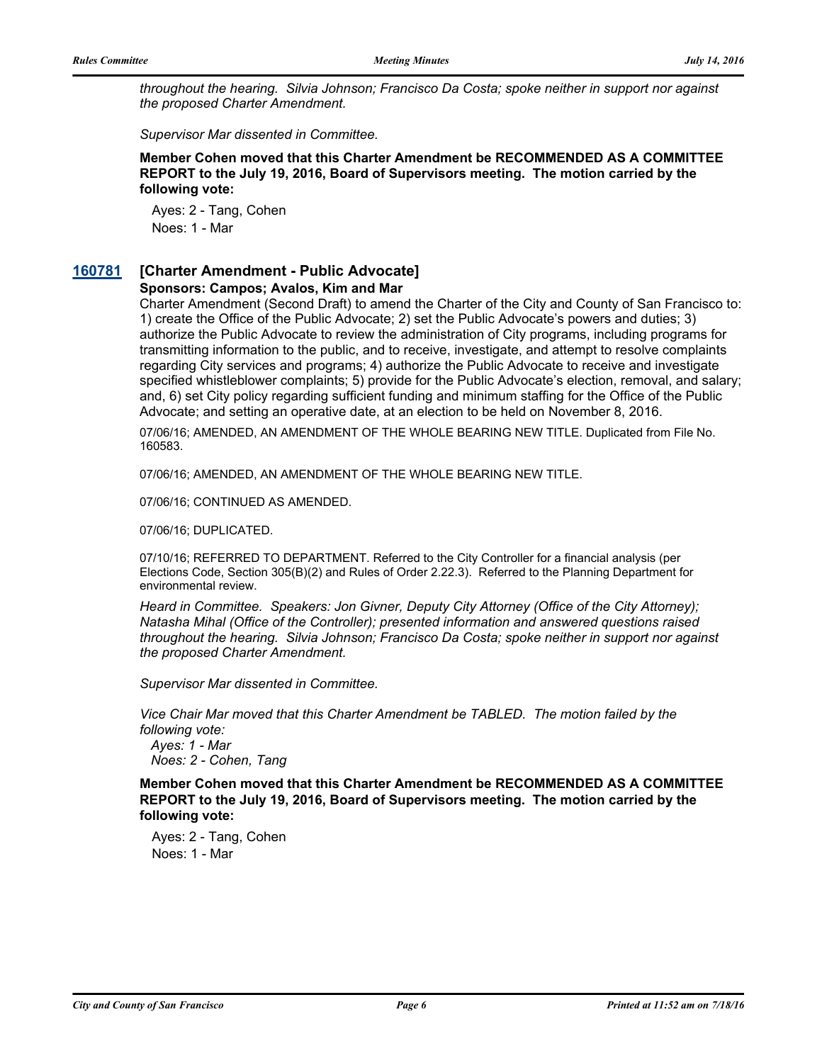*throughout the hearing. Silvia Johnson; Francisco Da Costa; spoke neither in support nor against the proposed Charter Amendment.*

*Supervisor Mar dissented in Committee.*

**Member Cohen moved that this Charter Amendment be RECOMMENDED AS A COMMITTEE REPORT to the July 19, 2016, Board of Supervisors meeting. The motion carried by the following vote:**

Ayes: 2 - Tang, Cohen
Noes: 1 - Mar

## 160781 [Charter Amendment - Public Advocate]

**Sponsors: Campos; Avalos, Kim and Mar**

Charter Amendment (Second Draft) to amend the Charter of the City and County of San Francisco to: 1) create the Office of the Public Advocate; 2) set the Public Advocate's powers and duties; 3) authorize the Public Advocate to review the administration of City programs, including programs for transmitting information to the public, and to receive, investigate, and attempt to resolve complaints regarding City services and programs; 4) authorize the Public Advocate to receive and investigate specified whistleblower complaints; 5) provide for the Public Advocate's election, removal, and salary; and, 6) set City policy regarding sufficient funding and minimum staffing for the Office of the Public Advocate; and setting an operative date, at an election to be held on November 8, 2016.

07/06/16; AMENDED, AN AMENDMENT OF THE WHOLE BEARING NEW TITLE. Duplicated from File No. 160583.

07/06/16; AMENDED, AN AMENDMENT OF THE WHOLE BEARING NEW TITLE.

07/06/16; CONTINUED AS AMENDED.

07/06/16; DUPLICATED.

07/10/16; REFERRED TO DEPARTMENT. Referred to the City Controller for a financial analysis (per Elections Code, Section 305(B)(2) and Rules of Order 2.22.3). Referred to the Planning Department for environmental review.

*Heard in Committee. Speakers: Jon Givner, Deputy City Attorney (Office of the City Attorney); Natasha Mihal (Office of the Controller); presented information and answered questions raised throughout the hearing. Silvia Johnson; Francisco Da Costa; spoke neither in support nor against the proposed Charter Amendment.*

*Supervisor Mar dissented in Committee.*

*Vice Chair Mar moved that this Charter Amendment be TABLED. The motion failed by the following vote:*
*Ayes: 1 - Mar*
*Noes: 2 - Cohen, Tang*

**Member Cohen moved that this Charter Amendment be RECOMMENDED AS A COMMITTEE REPORT to the July 19, 2016, Board of Supervisors meeting. The motion carried by the following vote:**

Ayes: 2 - Tang, Cohen
Noes: 1 - Mar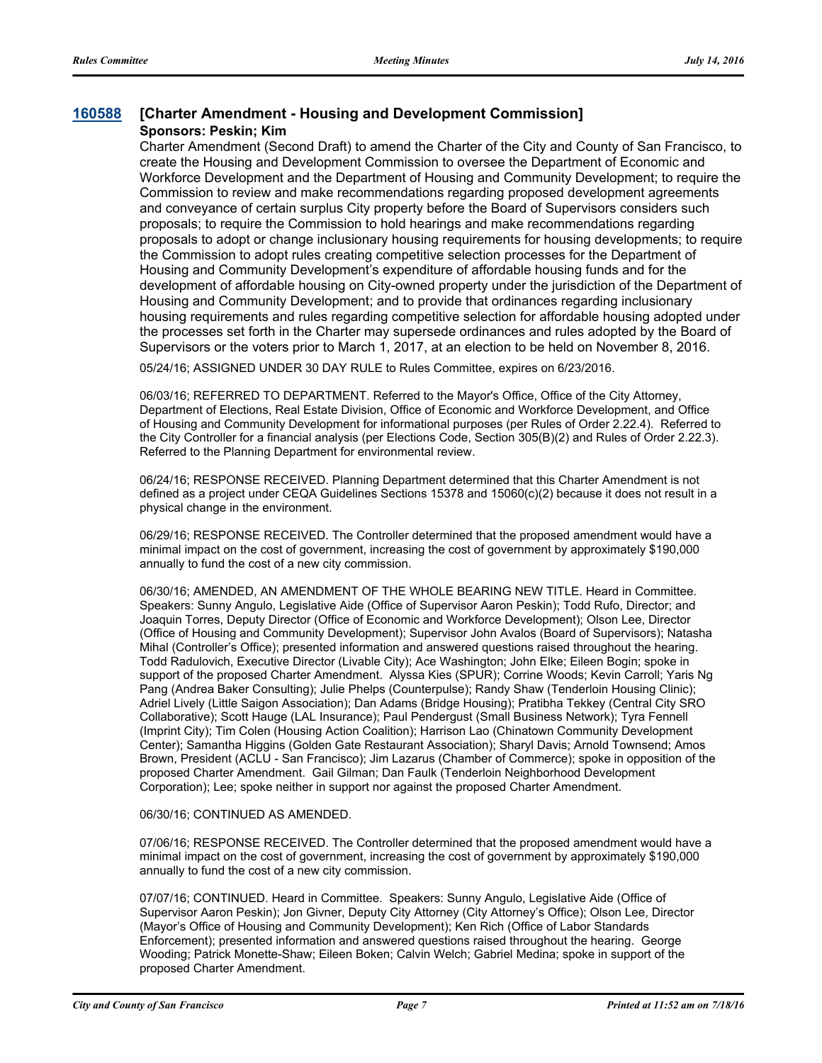## 160588 [Charter Amendment - Housing and Development Commission]

**Sponsors: Peskin; Kim**

Charter Amendment (Second Draft) to amend the Charter of the City and County of San Francisco, to create the Housing and Development Commission to oversee the Department of Economic and Workforce Development and the Department of Housing and Community Development; to require the Commission to review and make recommendations regarding proposed development agreements and conveyance of certain surplus City property before the Board of Supervisors considers such proposals; to require the Commission to hold hearings and make recommendations regarding proposals to adopt or change inclusionary housing requirements for housing developments; to require the Commission to adopt rules creating competitive selection processes for the Department of Housing and Community Development's expenditure of affordable housing funds and for the development of affordable housing on City-owned property under the jurisdiction of the Department of Housing and Community Development; and to provide that ordinances regarding inclusionary housing requirements and rules regarding competitive selection for affordable housing adopted under the processes set forth in the Charter may supersede ordinances and rules adopted by the Board of Supervisors or the voters prior to March 1, 2017, at an election to be held on November 8, 2016.

05/24/16; ASSIGNED UNDER 30 DAY RULE to Rules Committee, expires on 6/23/2016.

06/03/16; REFERRED TO DEPARTMENT. Referred to the Mayor's Office, Office of the City Attorney, Department of Elections, Real Estate Division, Office of Economic and Workforce Development, and Office of Housing and Community Development for informational purposes (per Rules of Order 2.22.4). Referred to the City Controller for a financial analysis (per Elections Code, Section 305(B)(2) and Rules of Order 2.22.3). Referred to the Planning Department for environmental review.

06/24/16; RESPONSE RECEIVED. Planning Department determined that this Charter Amendment is not defined as a project under CEQA Guidelines Sections 15378 and 15060(c)(2) because it does not result in a physical change in the environment.

06/29/16; RESPONSE RECEIVED. The Controller determined that the proposed amendment would have a minimal impact on the cost of government, increasing the cost of government by approximately $190,000 annually to fund the cost of a new city commission.

06/30/16; AMENDED, AN AMENDMENT OF THE WHOLE BEARING NEW TITLE. Heard in Committee. Speakers: Sunny Angulo, Legislative Aide (Office of Supervisor Aaron Peskin); Todd Rufo, Director; and Joaquin Torres, Deputy Director (Office of Economic and Workforce Development); Olson Lee, Director (Office of Housing and Community Development); Supervisor John Avalos (Board of Supervisors); Natasha Mihal (Controller's Office); presented information and answered questions raised throughout the hearing. Todd Radulovich, Executive Director (Livable City); Ace Washington; John Elke; Eileen Bogin; spoke in support of the proposed Charter Amendment. Alyssa Kies (SPUR); Corrine Woods; Kevin Carroll; Yaris Ng Pang (Andrea Baker Consulting); Julie Phelps (Counterpulse); Randy Shaw (Tenderloin Housing Clinic); Adriel Lively (Little Saigon Association); Dan Adams (Bridge Housing); Pratibha Tekkey (Central City SRO Collaborative); Scott Hauge (LAL Insurance); Paul Pendergust (Small Business Network); Tyra Fennell (Imprint City); Tim Colen (Housing Action Coalition); Harrison Lao (Chinatown Community Development Center); Samantha Higgins (Golden Gate Restaurant Association); Sharyl Davis; Arnold Townsend; Amos Brown, President (ACLU - San Francisco); Jim Lazarus (Chamber of Commerce); spoke in opposition of the proposed Charter Amendment. Gail Gilman; Dan Faulk (Tenderloin Neighborhood Development Corporation); Lee; spoke neither in support nor against the proposed Charter Amendment.

06/30/16; CONTINUED AS AMENDED.

07/06/16; RESPONSE RECEIVED. The Controller determined that the proposed amendment would have a minimal impact on the cost of government, increasing the cost of government by approximately $190,000 annually to fund the cost of a new city commission.

07/07/16; CONTINUED. Heard in Committee. Speakers: Sunny Angulo, Legislative Aide (Office of Supervisor Aaron Peskin); Jon Givner, Deputy City Attorney (City Attorney's Office); Olson Lee, Director (Mayor's Office of Housing and Community Development); Ken Rich (Office of Labor Standards Enforcement); presented information and answered questions raised throughout the hearing. George Wooding; Patrick Monette-Shaw; Eileen Boken; Calvin Welch; Gabriel Medina; spoke in support of the proposed Charter Amendment.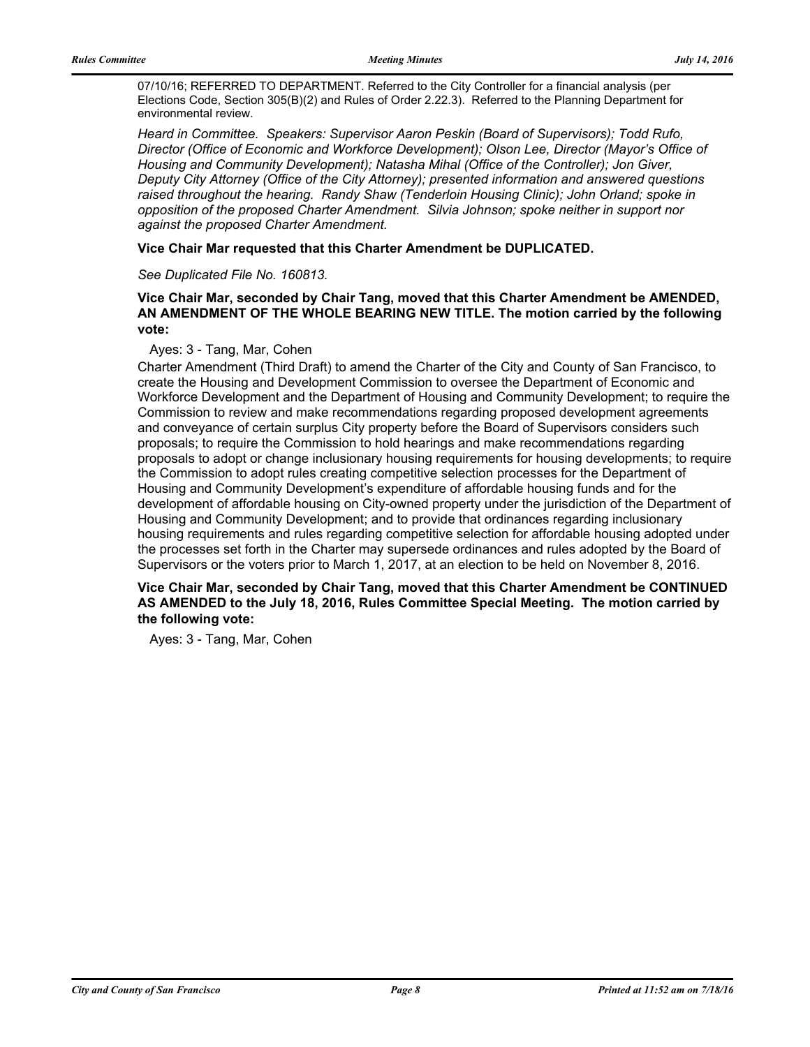07/10/16; REFERRED TO DEPARTMENT. Referred to the City Controller for a financial analysis (per Elections Code, Section 305(B)(2) and Rules of Order 2.22.3). Referred to the Planning Department for environmental review.

*Heard in Committee. Speakers: Supervisor Aaron Peskin (Board of Supervisors); Todd Rufo, Director (Office of Economic and Workforce Development); Olson Lee, Director (Mayor's Office of Housing and Community Development); Natasha Mihal (Office of the Controller); Jon Giver, Deputy City Attorney (Office of the City Attorney); presented information and answered questions raised throughout the hearing. Randy Shaw (Tenderloin Housing Clinic); John Orland; spoke in opposition of the proposed Charter Amendment. Silvia Johnson; spoke neither in support nor against the proposed Charter Amendment.*

**Vice Chair Mar requested that this Charter Amendment be DUPLICATED.**

*See Duplicated File No. 160813.*

**Vice Chair Mar, seconded by Chair Tang, moved that this Charter Amendment be AMENDED, AN AMENDMENT OF THE WHOLE BEARING NEW TITLE. The motion carried by the following vote:**

Ayes: 3 - Tang, Mar, Cohen

Charter Amendment (Third Draft) to amend the Charter of the City and County of San Francisco, to create the Housing and Development Commission to oversee the Department of Economic and Workforce Development and the Department of Housing and Community Development; to require the Commission to review and make recommendations regarding proposed development agreements and conveyance of certain surplus City property before the Board of Supervisors considers such proposals; to require the Commission to hold hearings and make recommendations regarding proposals to adopt or change inclusionary housing requirements for housing developments; to require the Commission to adopt rules creating competitive selection processes for the Department of Housing and Community Development's expenditure of affordable housing funds and for the development of affordable housing on City-owned property under the jurisdiction of the Department of Housing and Community Development; and to provide that ordinances regarding inclusionary housing requirements and rules regarding competitive selection for affordable housing adopted under the processes set forth in the Charter may supersede ordinances and rules adopted by the Board of Supervisors or the voters prior to March 1, 2017, at an election to be held on November 8, 2016.

**Vice Chair Mar, seconded by Chair Tang, moved that this Charter Amendment be CONTINUED AS AMENDED to the July 18, 2016, Rules Committee Special Meeting. The motion carried by the following vote:**

Ayes: 3 - Tang, Mar, Cohen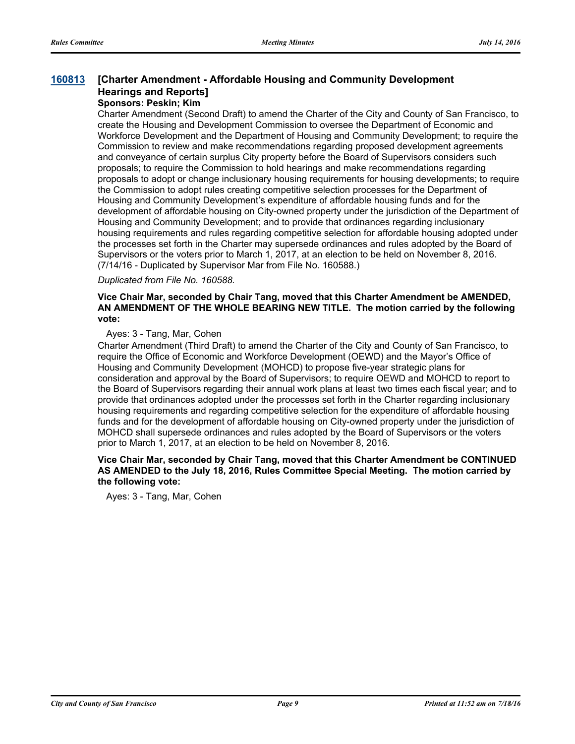### [160813](#) [Charter Amendment - Affordable Housing and Community Development Hearings and Reports]

**Sponsors: Peskin; Kim**

Charter Amendment (Second Draft) to amend the Charter of the City and County of San Francisco, to create the Housing and Development Commission to oversee the Department of Economic and Workforce Development and the Department of Housing and Community Development; to require the Commission to review and make recommendations regarding proposed development agreements and conveyance of certain surplus City property before the Board of Supervisors considers such proposals; to require the Commission to hold hearings and make recommendations regarding proposals to adopt or change inclusionary housing requirements for housing developments; to require the Commission to adopt rules creating competitive selection processes for the Department of Housing and Community Development's expenditure of affordable housing funds and for the development of affordable housing on City-owned property under the jurisdiction of the Department of Housing and Community Development; and to provide that ordinances regarding inclusionary housing requirements and rules regarding competitive selection for affordable housing adopted under the processes set forth in the Charter may supersede ordinances and rules adopted by the Board of Supervisors or the voters prior to March 1, 2017, at an election to be held on November 8, 2016. (7/14/16 - Duplicated by Supervisor Mar from File No. 160588.)

*Duplicated from File No. 160588.*

**Vice Chair Mar, seconded by Chair Tang, moved that this Charter Amendment be AMENDED, AN AMENDMENT OF THE WHOLE BEARING NEW TITLE. The motion carried by the following vote:**

Ayes: 3 - Tang, Mar, Cohen

Charter Amendment (Third Draft) to amend the Charter of the City and County of San Francisco, to require the Office of Economic and Workforce Development (OEWD) and the Mayor's Office of Housing and Community Development (MOHCD) to propose five-year strategic plans for consideration and approval by the Board of Supervisors; to require OEWD and MOHCD to report to the Board of Supervisors regarding their annual work plans at least two times each fiscal year; and to provide that ordinances adopted under the processes set forth in the Charter regarding inclusionary housing requirements and regarding competitive selection for the expenditure of affordable housing funds and for the development of affordable housing on City-owned property under the jurisdiction of MOHCD shall supersede ordinances and rules adopted by the Board of Supervisors or the voters prior to March 1, 2017, at an election to be held on November 8, 2016.

**Vice Chair Mar, seconded by Chair Tang, moved that this Charter Amendment be CONTINUED AS AMENDED to the July 18, 2016, Rules Committee Special Meeting. The motion carried by the following vote:**

Ayes: 3 - Tang, Mar, Cohen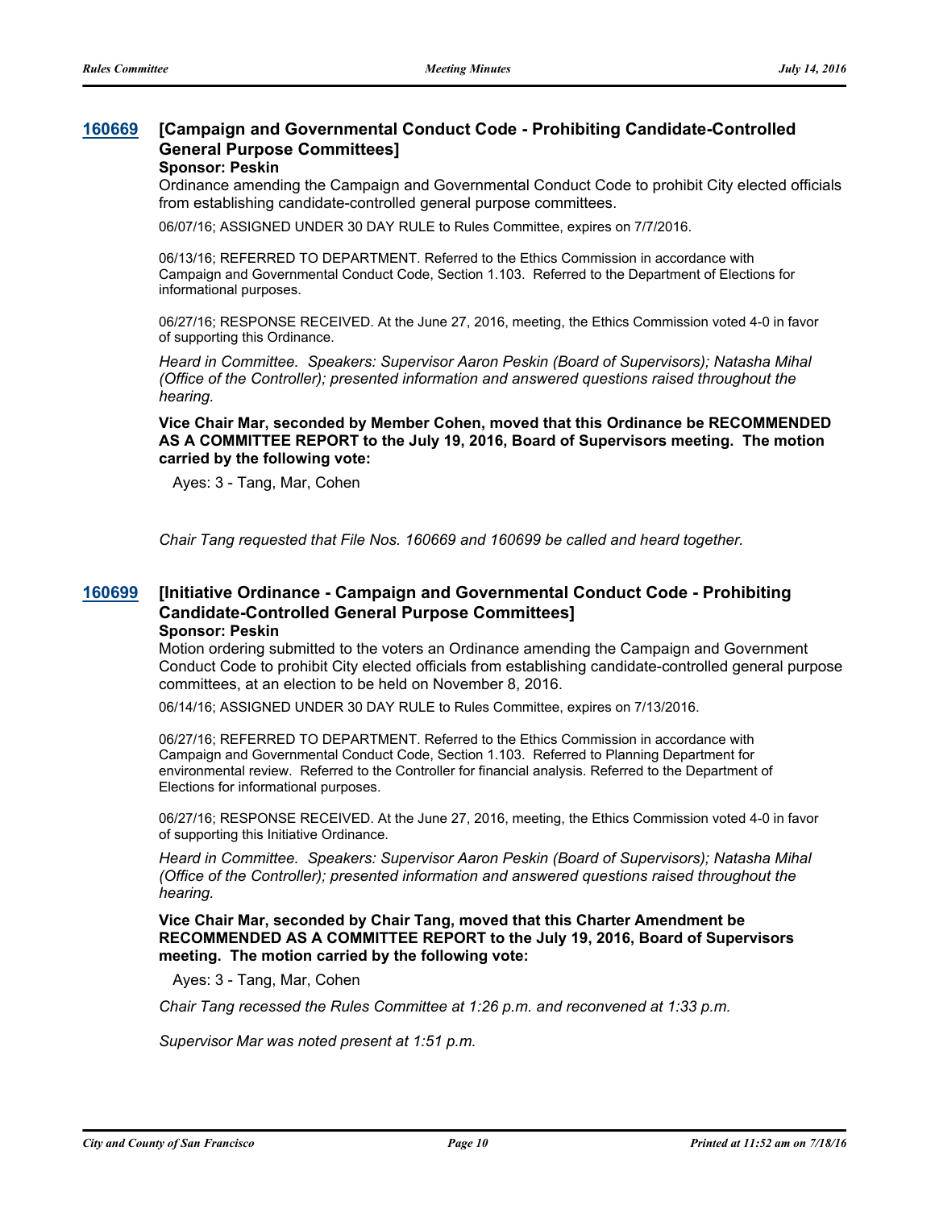### 160669 [Campaign and Governmental Conduct Code - Prohibiting Candidate-Controlled General Purpose Committees]

**Sponsor: Peskin**

Ordinance amending the Campaign and Governmental Conduct Code to prohibit City elected officials from establishing candidate-controlled general purpose committees.

06/07/16; ASSIGNED UNDER 30 DAY RULE to Rules Committee, expires on 7/7/2016.

06/13/16; REFERRED TO DEPARTMENT. Referred to the Ethics Commission in accordance with Campaign and Governmental Conduct Code, Section 1.103. Referred to the Department of Elections for informational purposes.

06/27/16; RESPONSE RECEIVED. At the June 27, 2016, meeting, the Ethics Commission voted 4-0 in favor of supporting this Ordinance.

*Heard in Committee. Speakers: Supervisor Aaron Peskin (Board of Supervisors); Natasha Mihal (Office of the Controller); presented information and answered questions raised throughout the hearing.*

**Vice Chair Mar, seconded by Member Cohen, moved that this Ordinance be RECOMMENDED AS A COMMITTEE REPORT to the July 19, 2016, Board of Supervisors meeting. The motion carried by the following vote:**

Ayes: 3 - Tang, Mar, Cohen

*Chair Tang requested that File Nos. 160669 and 160699 be called and heard together.*

### 160699 [Initiative Ordinance - Campaign and Governmental Conduct Code - Prohibiting Candidate-Controlled General Purpose Committees]

**Sponsor: Peskin**

Motion ordering submitted to the voters an Ordinance amending the Campaign and Government Conduct Code to prohibit City elected officials from establishing candidate-controlled general purpose committees, at an election to be held on November 8, 2016.

06/14/16; ASSIGNED UNDER 30 DAY RULE to Rules Committee, expires on 7/13/2016.

06/27/16; REFERRED TO DEPARTMENT. Referred to the Ethics Commission in accordance with Campaign and Governmental Conduct Code, Section 1.103. Referred to Planning Department for environmental review. Referred to the Controller for financial analysis. Referred to the Department of Elections for informational purposes.

06/27/16; RESPONSE RECEIVED. At the June 27, 2016, meeting, the Ethics Commission voted 4-0 in favor of supporting this Initiative Ordinance.

*Heard in Committee. Speakers: Supervisor Aaron Peskin (Board of Supervisors); Natasha Mihal (Office of the Controller); presented information and answered questions raised throughout the hearing.*

**Vice Chair Mar, seconded by Chair Tang, moved that this Charter Amendment be RECOMMENDED AS A COMMITTEE REPORT to the July 19, 2016, Board of Supervisors meeting. The motion carried by the following vote:**

Ayes: 3 - Tang, Mar, Cohen

*Chair Tang recessed the Rules Committee at 1:26 p.m. and reconvened at 1:33 p.m.*

*Supervisor Mar was noted present at 1:51 p.m.*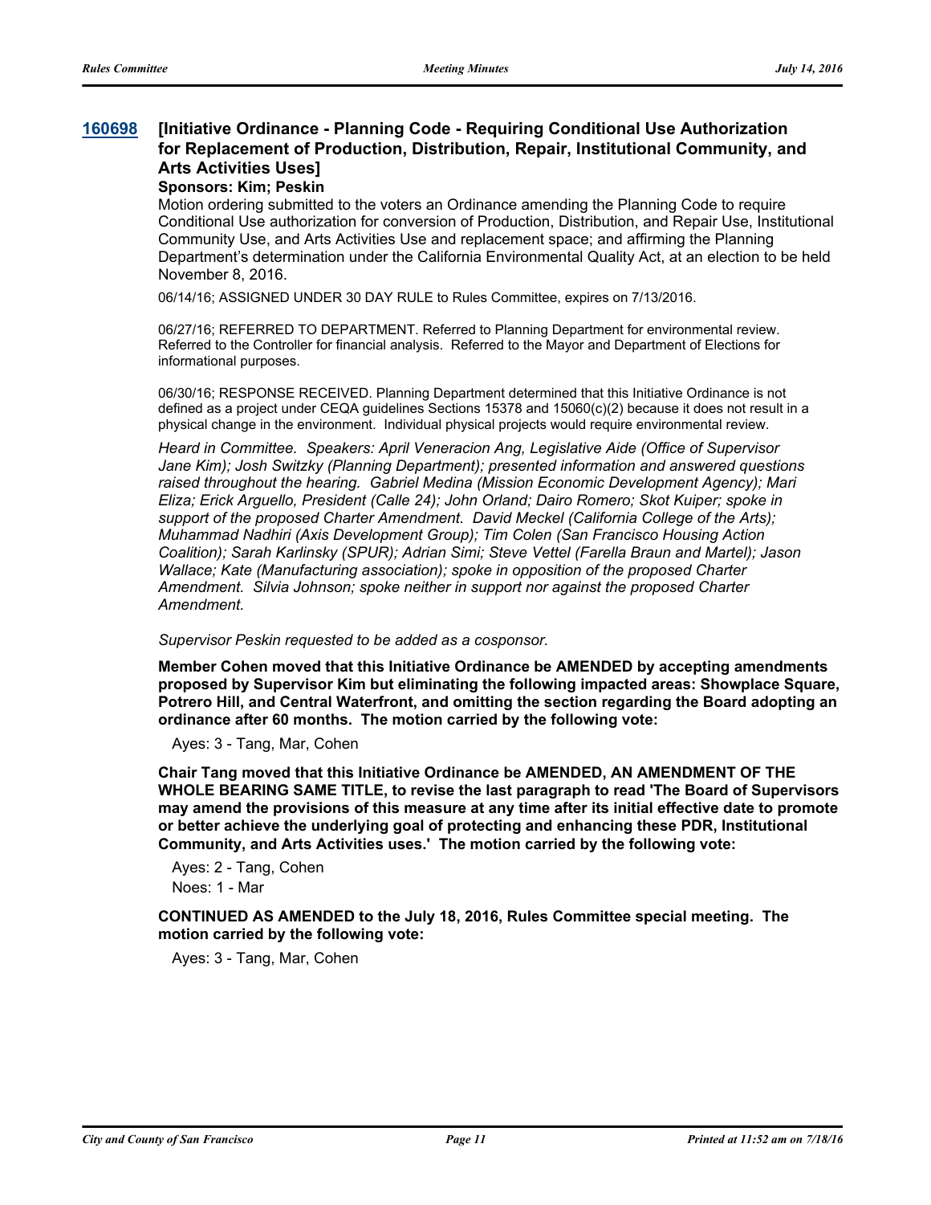## 160698 [Initiative Ordinance - Planning Code - Requiring Conditional Use Authorization for Replacement of Production, Distribution, Repair, Institutional Community, and Arts Activities Uses]

**Sponsors: Kim; Peskin**

Motion ordering submitted to the voters an Ordinance amending the Planning Code to require Conditional Use authorization for conversion of Production, Distribution, and Repair Use, Institutional Community Use, and Arts Activities Use and replacement space; and affirming the Planning Department's determination under the California Environmental Quality Act, at an election to be held November 8, 2016.

06/14/16; ASSIGNED UNDER 30 DAY RULE to Rules Committee, expires on 7/13/2016.

06/27/16; REFERRED TO DEPARTMENT. Referred to Planning Department for environmental review. Referred to the Controller for financial analysis. Referred to the Mayor and Department of Elections for informational purposes.

06/30/16; RESPONSE RECEIVED. Planning Department determined that this Initiative Ordinance is not defined as a project under CEQA guidelines Sections 15378 and 15060(c)(2) because it does not result in a physical change in the environment. Individual physical projects would require environmental review.

*Heard in Committee. Speakers: April Veneracion Ang, Legislative Aide (Office of Supervisor Jane Kim); Josh Switzky (Planning Department); presented information and answered questions raised throughout the hearing. Gabriel Medina (Mission Economic Development Agency); Mari Eliza; Erick Arguello, President (Calle 24); John Orland; Dairo Romero; Skot Kuiper; spoke in support of the proposed Charter Amendment. David Meckel (California College of the Arts); Muhammad Nadhiri (Axis Development Group); Tim Colen (San Francisco Housing Action Coalition); Sarah Karlinsky (SPUR); Adrian Simi; Steve Vettel (Farella Braun and Martel); Jason Wallace; Kate (Manufacturing association); spoke in opposition of the proposed Charter Amendment. Silvia Johnson; spoke neither in support nor against the proposed Charter Amendment.*

*Supervisor Peskin requested to be added as a cosponsor.*

**Member Cohen moved that this Initiative Ordinance be AMENDED by accepting amendments proposed by Supervisor Kim but eliminating the following impacted areas: Showplace Square, Potrero Hill, and Central Waterfront, and omitting the section regarding the Board adopting an ordinance after 60 months. The motion carried by the following vote:**

Ayes: 3 - Tang, Mar, Cohen

**Chair Tang moved that this Initiative Ordinance be AMENDED, AN AMENDMENT OF THE WHOLE BEARING SAME TITLE, to revise the last paragraph to read 'The Board of Supervisors may amend the provisions of this measure at any time after its initial effective date to promote or better achieve the underlying goal of protecting and enhancing these PDR, Institutional Community, and Arts Activities uses.' The motion carried by the following vote:**

Ayes: 2 - Tang, Cohen
Noes: 1 - Mar

**CONTINUED AS AMENDED to the July 18, 2016, Rules Committee special meeting. The motion carried by the following vote:**

Ayes: 3 - Tang, Mar, Cohen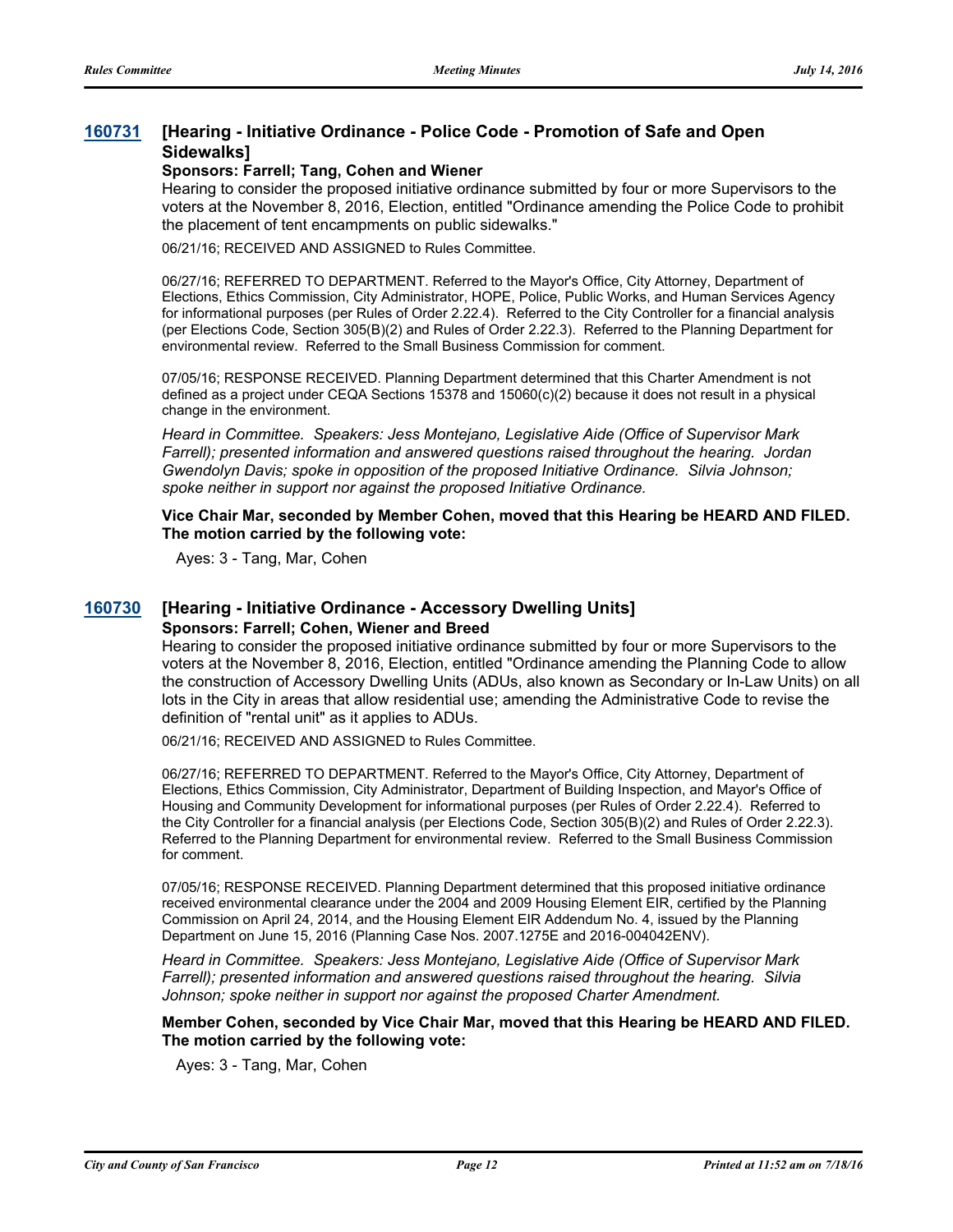### [160731](#) [Hearing - Initiative Ordinance - Police Code - Promotion of Safe and Open Sidewalks]

**Sponsors: Farrell; Tang, Cohen and Wiener**

Hearing to consider the proposed initiative ordinance submitted by four or more Supervisors to the voters at the November 8, 2016, Election, entitled "Ordinance amending the Police Code to prohibit the placement of tent encampments on public sidewalks."

06/21/16; RECEIVED AND ASSIGNED to Rules Committee.

06/27/16; REFERRED TO DEPARTMENT. Referred to the Mayor's Office, City Attorney, Department of Elections, Ethics Commission, City Administrator, HOPE, Police, Public Works, and Human Services Agency for informational purposes (per Rules of Order 2.22.4). Referred to the City Controller for a financial analysis (per Elections Code, Section 305(B)(2) and Rules of Order 2.22.3). Referred to the Planning Department for environmental review. Referred to the Small Business Commission for comment.

07/05/16; RESPONSE RECEIVED. Planning Department determined that this Charter Amendment is not defined as a project under CEQA Sections 15378 and 15060(c)(2) because it does not result in a physical change in the environment.

*Heard in Committee. Speakers: Jess Montejano, Legislative Aide (Office of Supervisor Mark Farrell); presented information and answered questions raised throughout the hearing. Jordan Gwendolyn Davis; spoke in opposition of the proposed Initiative Ordinance. Silvia Johnson; spoke neither in support nor against the proposed Initiative Ordinance.*

**Vice Chair Mar, seconded by Member Cohen, moved that this Hearing be HEARD AND FILED. The motion carried by the following vote:**

Ayes: 3 - Tang, Mar, Cohen

### [160730](#) [Hearing - Initiative Ordinance - Accessory Dwelling Units]

**Sponsors: Farrell; Cohen, Wiener and Breed**

Hearing to consider the proposed initiative ordinance submitted by four or more Supervisors to the voters at the November 8, 2016, Election, entitled "Ordinance amending the Planning Code to allow the construction of Accessory Dwelling Units (ADUs, also known as Secondary or In-Law Units) on all lots in the City in areas that allow residential use; amending the Administrative Code to revise the definition of "rental unit" as it applies to ADUs.

06/21/16; RECEIVED AND ASSIGNED to Rules Committee.

06/27/16; REFERRED TO DEPARTMENT. Referred to the Mayor's Office, City Attorney, Department of Elections, Ethics Commission, City Administrator, Department of Building Inspection, and Mayor's Office of Housing and Community Development for informational purposes (per Rules of Order 2.22.4). Referred to the City Controller for a financial analysis (per Elections Code, Section 305(B)(2) and Rules of Order 2.22.3). Referred to the Planning Department for environmental review. Referred to the Small Business Commission for comment.

07/05/16; RESPONSE RECEIVED. Planning Department determined that this proposed initiative ordinance received environmental clearance under the 2004 and 2009 Housing Element EIR, certified by the Planning Commission on April 24, 2014, and the Housing Element EIR Addendum No. 4, issued by the Planning Department on June 15, 2016 (Planning Case Nos. 2007.1275E and 2016-004042ENV).

*Heard in Committee. Speakers: Jess Montejano, Legislative Aide (Office of Supervisor Mark Farrell); presented information and answered questions raised throughout the hearing. Silvia Johnson; spoke neither in support nor against the proposed Charter Amendment.*

**Member Cohen, seconded by Vice Chair Mar, moved that this Hearing be HEARD AND FILED. The motion carried by the following vote:**

Ayes: 3 - Tang, Mar, Cohen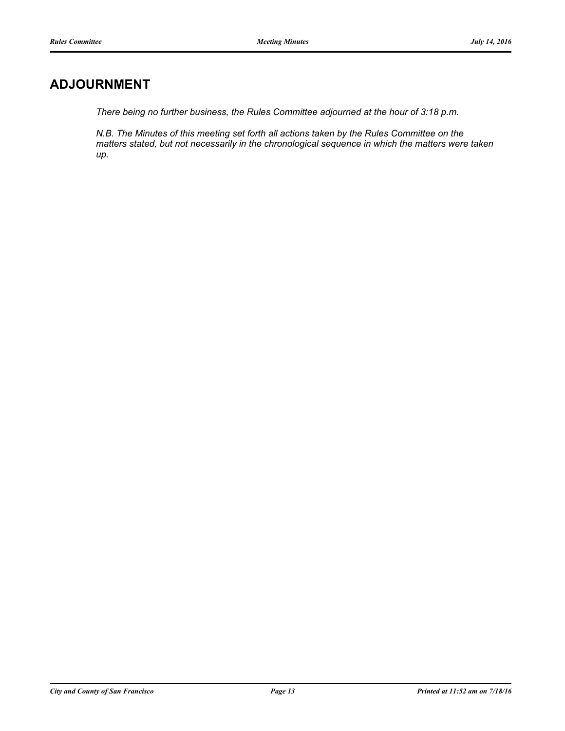## ADJOURNMENT

*There being no further business, the Rules Committee adjourned at the hour of 3:18 p.m.*

*N.B. The Minutes of this meeting set forth all actions taken by the Rules Committee on the matters stated, but not necessarily in the chronological sequence in which the matters were taken up.*